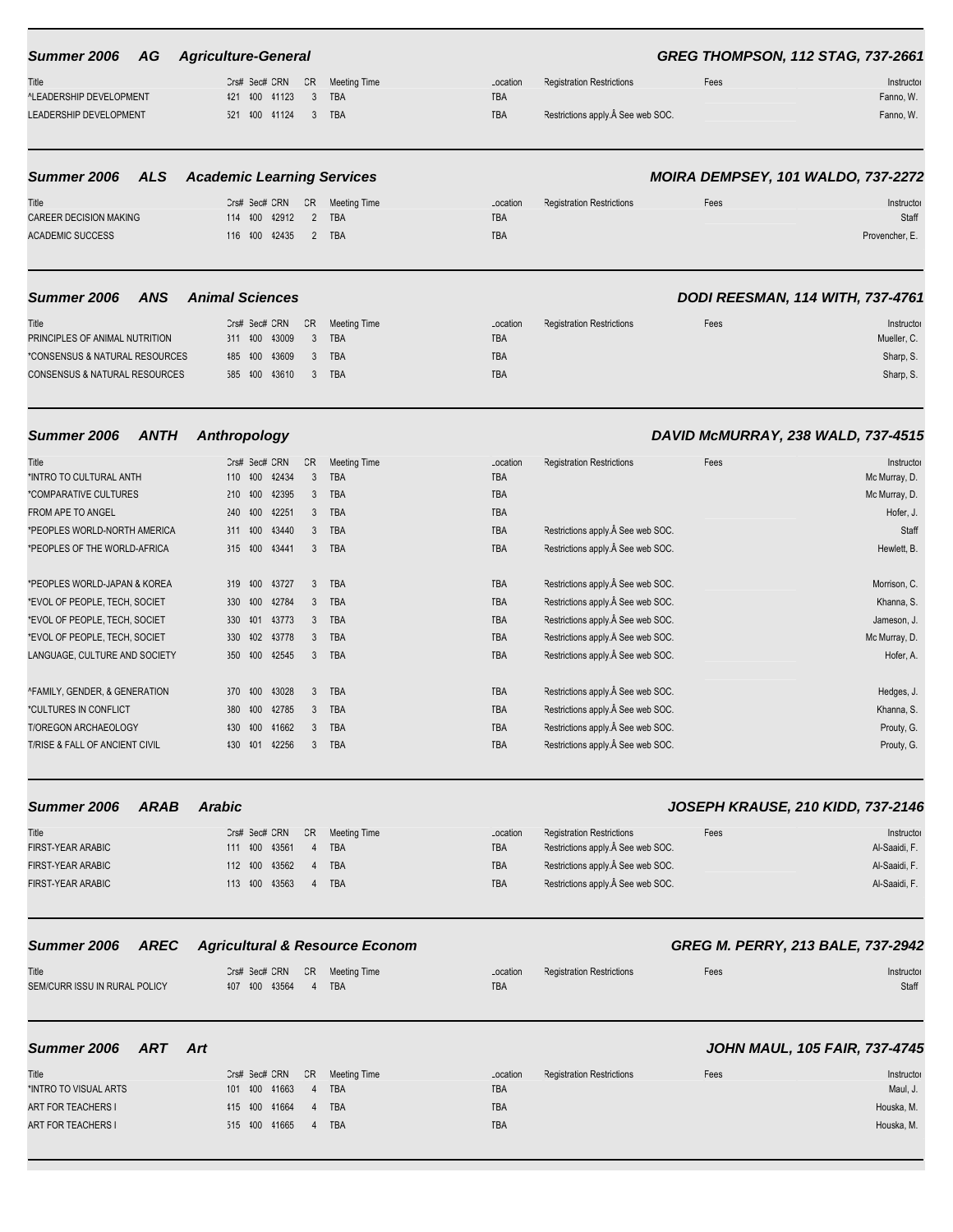## Summer 2006 AG Agriculture-General — GREG THOMPSON, 112 STAG, 737-2661

| Title | Crs# | Sec# | CRN | CR | Meeting Time | Location | Registration Restrictions | Fees | Instructor |
|---|---|---|---|---|---|---|---|---|---|
| ^LEADERSHIP DEVELOPMENT | 421 | 400 | 41123 | 3 | TBA | TBA | | | Fanno, W. |
| LEADERSHIP DEVELOPMENT | 521 | 400 | 41124 | 3 | TBA | TBA | Restrictions apply.Â See web SOC. | | Fanno, W. |

## Summer 2006 ALS Academic Learning Services — MOIRA DEMPSEY, 101 WALDO, 737-2272

| Title | Crs# | Sec# | CRN | CR | Meeting Time | Location | Registration Restrictions | Fees | Instructor |
|---|---|---|---|---|---|---|---|---|---|
| CAREER DECISION MAKING | 114 | 400 | 42912 | 2 | TBA | TBA | | | Staff |
| ACADEMIC SUCCESS | 116 | 400 | 42435 | 2 | TBA | TBA | | | Provencher, E. |

## Summer 2006 ANS Animal Sciences — DODI REESMAN, 114 WITH, 737-4761

| Title | Crs# | Sec# | CRN | CR | Meeting Time | Location | Registration Restrictions | Fees | Instructor |
|---|---|---|---|---|---|---|---|---|---|
| PRINCIPLES OF ANIMAL NUTRITION | 311 | 400 | 43009 | 3 | TBA | TBA | | | Mueller, C. |
| *CONSENSUS & NATURAL RESOURCES | 485 | 400 | 43609 | 3 | TBA | TBA | | | Sharp, S. |
| CONSENSUS & NATURAL RESOURCES | 585 | 400 | 43610 | 3 | TBA | TBA | | | Sharp, S. |

## Summer 2006 ANTH Anthropology — DAVID McMURRAY, 238 WALD, 737-4515

| Title | Crs# | Sec# | CRN | CR | Meeting Time | Location | Registration Restrictions | Fees | Instructor |
|---|---|---|---|---|---|---|---|---|---|
| *INTRO TO CULTURAL ANTH | 110 | 400 | 42434 | 3 | TBA | TBA | | | Mc Murray, D. |
| *COMPARATIVE CULTURES | 210 | 400 | 42395 | 3 | TBA | TBA | | | Mc Murray, D. |
| FROM APE TO ANGEL | 240 | 400 | 42251 | 3 | TBA | TBA | | | Hofer, J. |
| *PEOPLES WORLD-NORTH AMERICA | 311 | 400 | 43440 | 3 | TBA | TBA | Restrictions apply.Â See web SOC. | | Staff |
| *PEOPLES OF THE WORLD-AFRICA | 315 | 400 | 43441 | 3 | TBA | TBA | Restrictions apply.Â See web SOC. | | Hewlett, B. |
| *PEOPLES WORLD-JAPAN & KOREA | 319 | 400 | 43727 | 3 | TBA | TBA | Restrictions apply.Â See web SOC. | | Morrison, C. |
| *EVOL OF PEOPLE, TECH, SOCIET | 330 | 400 | 42784 | 3 | TBA | TBA | Restrictions apply.Â See web SOC. | | Khanna, S. |
| *EVOL OF PEOPLE, TECH, SOCIET | 330 | 401 | 43773 | 3 | TBA | TBA | Restrictions apply.Â See web SOC. | | Jameson, J. |
| *EVOL OF PEOPLE, TECH, SOCIET | 330 | 402 | 43778 | 3 | TBA | TBA | Restrictions apply.Â See web SOC. | | Mc Murray, D. |
| LANGUAGE, CULTURE AND SOCIETY | 350 | 400 | 42545 | 3 | TBA | TBA | Restrictions apply.Â See web SOC. | | Hofer, A. |
| ^FAMILY, GENDER, & GENERATION | 370 | 400 | 43028 | 3 | TBA | TBA | Restrictions apply.Â See web SOC. | | Hedges, J. |
| *CULTURES IN CONFLICT | 380 | 400 | 42785 | 3 | TBA | TBA | Restrictions apply.Â See web SOC. | | Khanna, S. |
| T/OREGON ARCHAEOLOGY | 430 | 400 | 41662 | 3 | TBA | TBA | Restrictions apply.Â See web SOC. | | Prouty, G. |
| T/RISE & FALL OF ANCIENT CIVIL | 430 | 401 | 42256 | 3 | TBA | TBA | Restrictions apply.Â See web SOC. | | Prouty, G. |

## Summer 2006 ARAB Arabic — JOSEPH KRAUSE, 210 KIDD, 737-2146

| Title | Crs# | Sec# | CRN | CR | Meeting Time | Location | Registration Restrictions | Fees | Instructor |
|---|---|---|---|---|---|---|---|---|---|
| FIRST-YEAR ARABIC | 111 | 400 | 43561 | 4 | TBA | TBA | Restrictions apply.Â See web SOC. | | Al-Saaidi, F. |
| FIRST-YEAR ARABIC | 112 | 400 | 43562 | 4 | TBA | TBA | Restrictions apply.Â See web SOC. | | Al-Saaidi, F. |
| FIRST-YEAR ARABIC | 113 | 400 | 43563 | 4 | TBA | TBA | Restrictions apply.Â See web SOC. | | Al-Saaidi, F. |

## Summer 2006 AREC Agricultural & Resource Econom — GREG M. PERRY, 213 BALE, 737-2942

| Title | Crs# | Sec# | CRN | CR | Meeting Time | Location | Registration Restrictions | Fees | Instructor |
|---|---|---|---|---|---|---|---|---|---|
| SEM/CURR ISSU IN RURAL POLICY | 407 | 400 | 43564 | 4 | TBA | TBA | | | Staff |

## Summer 2006 ART Art — JOHN MAUL, 105 FAIR, 737-4745

| Title | Crs# | Sec# | CRN | CR | Meeting Time | Location | Registration Restrictions | Fees | Instructor |
|---|---|---|---|---|---|---|---|---|---|
| *INTRO TO VISUAL ARTS | 101 | 400 | 41663 | 4 | TBA | TBA | | | Maul, J. |
| ART FOR TEACHERS I | 415 | 400 | 41664 | 4 | TBA | TBA | | | Houska, M. |
| ART FOR TEACHERS I | 515 | 400 | 41665 | 4 | TBA | TBA | | | Houska, M. |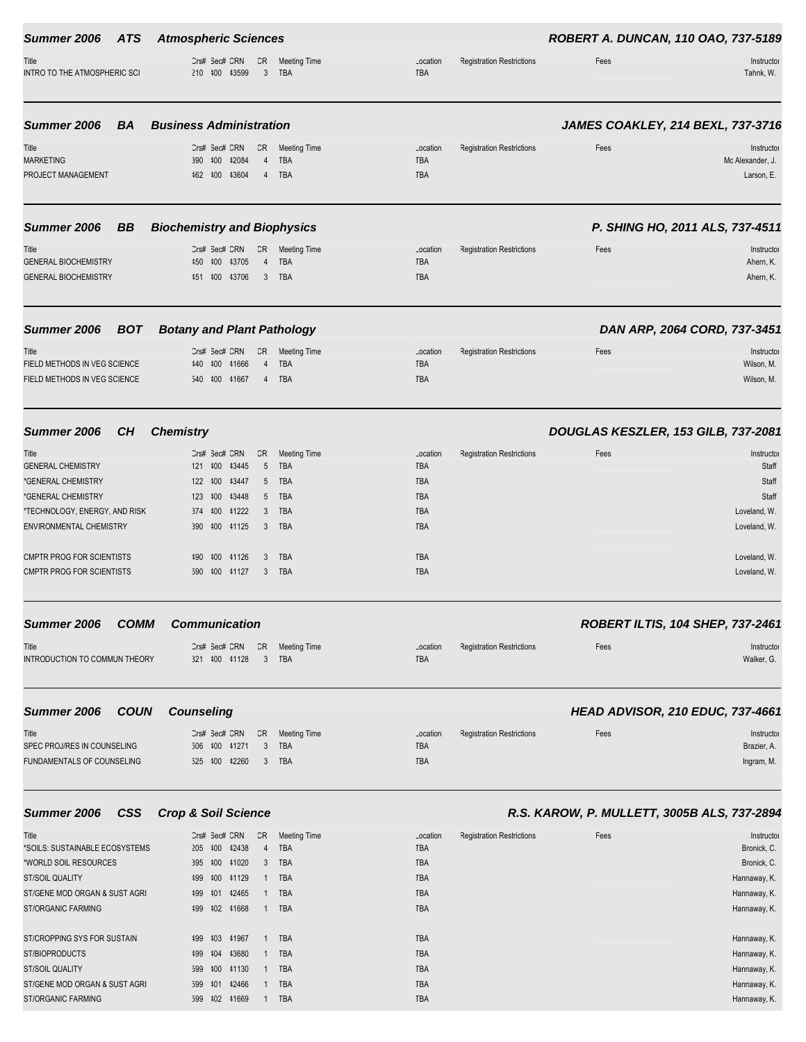## Summer 2006 ATS Atmospheric Sciences — ROBERT A. DUNCAN, 110 OAO, 737-5189

| Title | Crs# | Sec# | CRN | CR | Meeting Time | Location | Registration Restrictions | Fees | Instructor |
|---|---|---|---|---|---|---|---|---|---|
| INTRO TO THE ATMOSPHERIC SCI | 210 | 400 | 43599 | 3 | TBA | TBA | | | Tahnk, W. |

## Summer 2006 BA Business Administration — JAMES COAKLEY, 214 BEXL, 737-3716

| Title | Crs# | Sec# | CRN | CR | Meeting Time | Location | Registration Restrictions | Fees | Instructor |
|---|---|---|---|---|---|---|---|---|---|
| MARKETING | 390 | 400 | 42084 | 4 | TBA | TBA | | | Mc Alexander, J. |
| PROJECT MANAGEMENT | 462 | 400 | 43604 | 4 | TBA | TBA | | | Larson, E. |

## Summer 2006 BB Biochemistry and Biophysics — P. SHING HO, 2011 ALS, 737-4511

| Title | Crs# | Sec# | CRN | CR | Meeting Time | Location | Registration Restrictions | Fees | Instructor |
|---|---|---|---|---|---|---|---|---|---|
| GENERAL BIOCHEMISTRY | 450 | 400 | 43705 | 4 | TBA | TBA | | | Ahern, K. |
| GENERAL BIOCHEMISTRY | 451 | 400 | 43706 | 3 | TBA | TBA | | | Ahern, K. |

## Summer 2006 BOT Botany and Plant Pathology — DAN ARP, 2064 CORD, 737-3451

| Title | Crs# | Sec# | CRN | CR | Meeting Time | Location | Registration Restrictions | Fees | Instructor |
|---|---|---|---|---|---|---|---|---|---|
| FIELD METHODS IN VEG SCIENCE | 440 | 400 | 41666 | 4 | TBA | TBA | | | Wilson, M. |
| FIELD METHODS IN VEG SCIENCE | 540 | 400 | 41667 | 4 | TBA | TBA | | | Wilson, M. |

## Summer 2006 CH Chemistry — DOUGLAS KESZLER, 153 GILB, 737-2081

| Title | Crs# | Sec# | CRN | CR | Meeting Time | Location | Registration Restrictions | Fees | Instructor |
|---|---|---|---|---|---|---|---|---|---|
| GENERAL CHEMISTRY | 121 | 400 | 43445 | 5 | TBA | TBA | | | Staff |
| *GENERAL CHEMISTRY | 122 | 400 | 43447 | 5 | TBA | TBA | | | Staff |
| *GENERAL CHEMISTRY | 123 | 400 | 43448 | 5 | TBA | TBA | | | Staff |
| *TECHNOLOGY, ENERGY, AND RISK | 374 | 400 | 41222 | 3 | TBA | TBA | | | Loveland, W. |
| ENVIRONMENTAL CHEMISTRY | 390 | 400 | 41125 | 3 | TBA | TBA | | | Loveland, W. |
| CMPTR PROG FOR SCIENTISTS | 490 | 400 | 41126 | 3 | TBA | TBA | | | Loveland, W. |
| CMPTR PROG FOR SCIENTISTS | 590 | 400 | 41127 | 3 | TBA | TBA | | | Loveland, W. |

## Summer 2006 COMM Communication — ROBERT ILTIS, 104 SHEP, 737-2461

| Title | Crs# | Sec# | CRN | CR | Meeting Time | Location | Registration Restrictions | Fees | Instructor |
|---|---|---|---|---|---|---|---|---|---|
| INTRODUCTION TO COMMUN THEORY | 321 | 400 | 41128 | 3 | TBA | TBA | | | Walker, G. |

## Summer 2006 COUN Counseling — HEAD ADVISOR, 210 EDUC, 737-4661

| Title | Crs# | Sec# | CRN | CR | Meeting Time | Location | Registration Restrictions | Fees | Instructor |
|---|---|---|---|---|---|---|---|---|---|
| SPEC PROJ/RES IN COUNSELING | 506 | 400 | 41271 | 3 | TBA | TBA | | | Brazier, A. |
| FUNDAMENTALS OF COUNSELING | 525 | 400 | 42260 | 3 | TBA | TBA | | | Ingram, M. |

## Summer 2006 CSS Crop & Soil Science — R.S. KAROW, P. MULLETT, 3005B ALS, 737-2894

| Title | Crs# | Sec# | CRN | CR | Meeting Time | Location | Registration Restrictions | Fees | Instructor |
|---|---|---|---|---|---|---|---|---|---|
| *SOILS: SUSTAINABLE ECOSYSTEMS | 205 | 400 | 42438 | 4 | TBA | TBA | | | Bronick, C. |
| *WORLD SOIL RESOURCES | 395 | 400 | 41020 | 3 | TBA | TBA | | | Bronick, C. |
| ST/SOIL QUALITY | 499 | 400 | 41129 | 1 | TBA | TBA | | | Hannaway, K. |
| ST/GENE MOD ORGAN & SUST AGRI | 499 | 401 | 42465 | 1 | TBA | TBA | | | Hannaway, K. |
| ST/ORGANIC FARMING | 499 | 402 | 41668 | 1 | TBA | TBA | | | Hannaway, K. |
| ST/CROPPING SYS FOR SUSTAIN | 499 | 403 | 41967 | 1 | TBA | TBA | | | Hannaway, K. |
| ST/BIOPRODUCTS | 499 | 404 | 43680 | 1 | TBA | TBA | | | Hannaway, K. |
| ST/SOIL QUALITY | 599 | 400 | 41130 | 1 | TBA | TBA | | | Hannaway, K. |
| ST/GENE MOD ORGAN & SUST AGRI | 599 | 401 | 42466 | 1 | TBA | TBA | | | Hannaway, K. |
| ST/ORGANIC FARMING | 599 | 402 | 41669 | 1 | TBA | TBA | | | Hannaway, K. |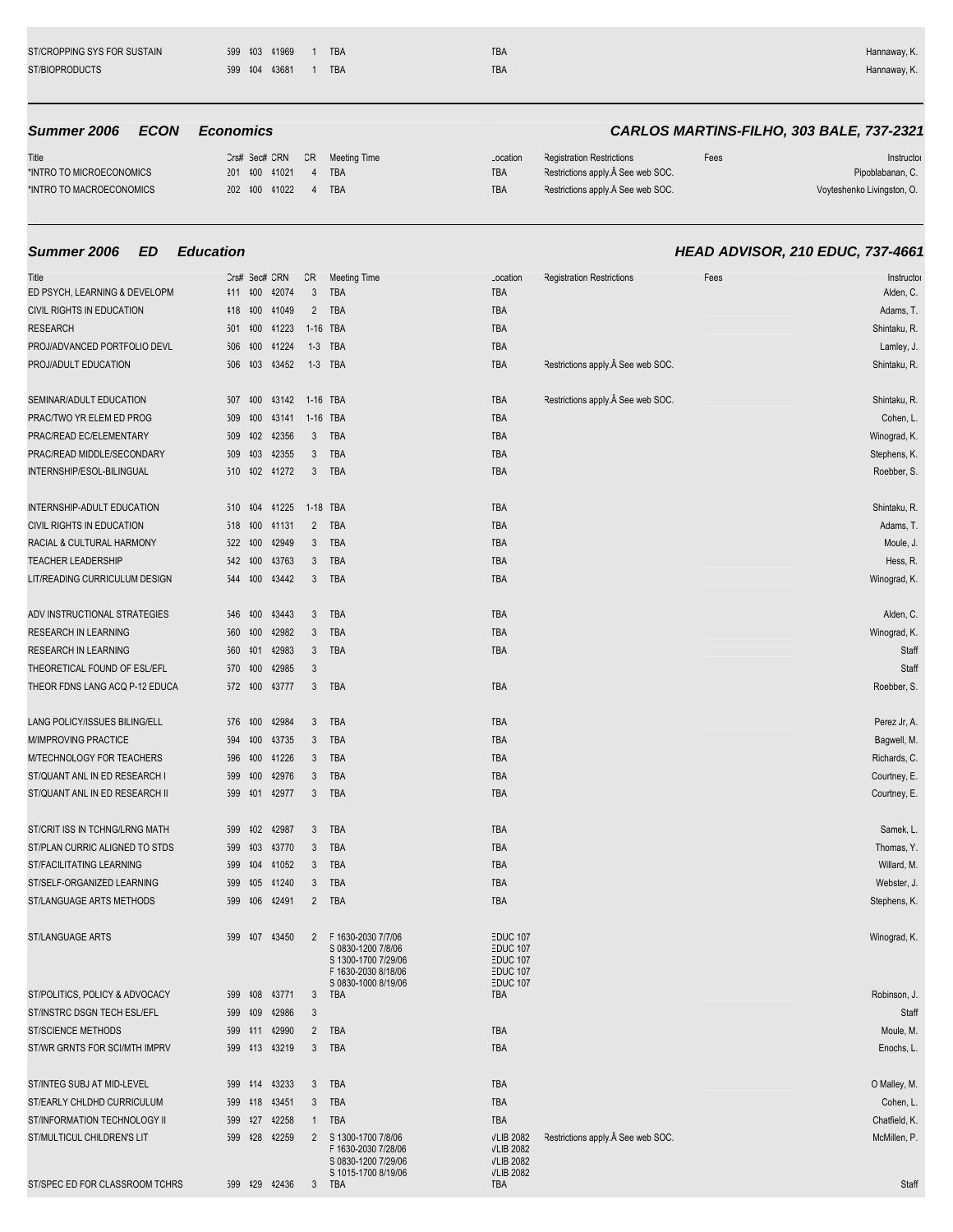| Title | Crs# | Sec# | CRN | CR | Meeting Time | Location | Registration Restrictions | Fees | Instructor |
|---|---|---|---|---|---|---|---|---|---|
| ST/CROPPING SYS FOR SUSTAIN | 599 | 403 | 41969 | 1 | TBA | TBA | | | Hannaway, K. |
| ST/BIOPRODUCTS | 599 | 404 | 43681 | 1 | TBA | TBA | | | Hannaway, K. |

## Summer 2006 ECON Economics — CARLOS MARTINS-FILHO, 303 BALE, 737-2321

| Title | Crs# | Sec# | CRN | CR | Meeting Time | Location | Registration Restrictions | Fees | Instructor |
|---|---|---|---|---|---|---|---|---|---|
| *INTRO TO MICROECONOMICS | 201 | 400 | 41021 | 4 | TBA | TBA | Restrictions apply.Â See web SOC. | | Pipoblabanan, C. |
| *INTRO TO MACROECONOMICS | 202 | 400 | 41022 | 4 | TBA | TBA | Restrictions apply.Â See web SOC. | | Voyteshenko Livingston, O. |

## Summer 2006 ED Education — HEAD ADVISOR, 210 EDUC, 737-4661

| Title | Crs# | Sec# | CRN | CR | Meeting Time | Location | Registration Restrictions | Fees | Instructor |
|---|---|---|---|---|---|---|---|---|---|
| ED PSYCH, LEARNING & DEVELOPM | 411 | 400 | 42074 | 3 | TBA | TBA | | | Alden, C. |
| CIVIL RIGHTS IN EDUCATION | 418 | 400 | 41049 | 2 | TBA | TBA | | | Adams, T. |
| RESEARCH | 501 | 400 | 41223 | 1-16 | TBA | TBA | | | Shintaku, R. |
| PROJ/ADVANCED PORTFOLIO DEVL | 506 | 400 | 41224 | 1-3 | TBA | TBA | | | Lamley, J. |
| PROJ/ADULT EDUCATION | 506 | 403 | 43452 | 1-3 | TBA | TBA | Restrictions apply.Â See web SOC. | | Shintaku, R. |
| SEMINAR/ADULT EDUCATION | 507 | 400 | 43142 | 1-16 | TBA | TBA | Restrictions apply.Â See web SOC. | | Shintaku, R. |
| PRAC/TWO YR ELEM ED PROG | 509 | 400 | 43141 | 1-16 | TBA | TBA | | | Cohen, L. |
| PRAC/READ EC/ELEMENTARY | 509 | 402 | 42356 | 3 | TBA | TBA | | | Winograd, K. |
| PRAC/READ MIDDLE/SECONDARY | 509 | 403 | 42355 | 3 | TBA | TBA | | | Stephens, K. |
| INTERNSHIP/ESOL-BILINGUAL | 510 | 402 | 41272 | 3 | TBA | TBA | | | Roebber, S. |
| INTERNSHIP-ADULT EDUCATION | 510 | 404 | 41225 | 1-18 | TBA | TBA | | | Shintaku, R. |
| CIVIL RIGHTS IN EDUCATION | 518 | 400 | 41131 | 2 | TBA | TBA | | | Adams, T. |
| RACIAL & CULTURAL HARMONY | 522 | 400 | 42949 | 3 | TBA | TBA | | | Moule, J. |
| TEACHER LEADERSHIP | 542 | 400 | 43763 | 3 | TBA | TBA | | | Hess, R. |
| LIT/READING CURRICULUM DESIGN | 544 | 400 | 43442 | 3 | TBA | TBA | | | Winograd, K. |
| ADV INSTRUCTIONAL STRATEGIES | 546 | 400 | 43443 | 3 | TBA | TBA | | | Alden, C. |
| RESEARCH IN LEARNING | 560 | 400 | 42982 | 3 | TBA | TBA | | | Winograd, K. |
| RESEARCH IN LEARNING | 560 | 401 | 42983 | 3 | TBA | TBA | | | Staff |
| THEORETICAL FOUND OF ESL/EFL | 570 | 400 | 42985 | 3 | | | | | Staff |
| THEOR FDNS LANG ACQ P-12 EDUCA | 572 | 400 | 43777 | 3 | TBA | TBA | | | Roebber, S. |
| LANG POLICY/ISSUES BILING/ELL | 576 | 400 | 42984 | 3 | TBA | TBA | | | Perez Jr, A. |
| M/IMPROVING PRACTICE | 594 | 400 | 43735 | 3 | TBA | TBA | | | Bagwell, M. |
| M/TECHNOLOGY FOR TEACHERS | 596 | 400 | 41226 | 3 | TBA | TBA | | | Richards, C. |
| ST/QUANT ANL IN ED RESEARCH I | 599 | 400 | 42976 | 3 | TBA | TBA | | | Courtney, E. |
| ST/QUANT ANL IN ED RESEARCH II | 599 | 401 | 42977 | 3 | TBA | TBA | | | Courtney, E. |
| ST/CRIT ISS IN TCHNG/LRNG MATH | 599 | 402 | 42987 | 3 | TBA | TBA | | | Samek, L. |
| ST/PLAN CURRIC ALIGNED TO STDS | 599 | 403 | 43770 | 3 | TBA | TBA | | | Thomas, Y. |
| ST/FACILITATING LEARNING | 599 | 404 | 41052 | 3 | TBA | TBA | | | Willard, M. |
| ST/SELF-ORGANIZED LEARNING | 599 | 405 | 41240 | 3 | TBA | TBA | | | Webster, J. |
| ST/LANGUAGE ARTS METHODS | 599 | 406 | 42491 | 2 | TBA | TBA | | | Stephens, K. |
| ST/LANGUAGE ARTS | 599 | 407 | 43450 | 2 | F 1630-2030 7/7/06<br>S 0830-1200 7/8/06<br>S 1300-1700 7/29/06<br>F 1630-2030 8/18/06<br>S 0830-1000 8/19/06 | EDUC 107<br>EDUC 107<br>EDUC 107<br>EDUC 107<br>EDUC 107 | | | Winograd, K. |
| ST/POLITICS, POLICY & ADVOCACY | 599 | 408 | 43771 | 3 | TBA | TBA | | | Robinson, J. |
| ST/INSTRC DSGN TECH ESL/EFL | 599 | 409 | 42986 | 3 | | | | | Staff |
| ST/SCIENCE METHODS | 599 | 411 | 42990 | 2 | TBA | TBA | | | Moule, M. |
| ST/WR GRNTS FOR SCI/MTH IMPRV | 599 | 413 | 43219 | 3 | TBA | TBA | | | Enochs, L. |
| ST/INTEG SUBJ AT MID-LEVEL | 599 | 414 | 43233 | 3 | TBA | TBA | | | O Malley, M. |
| ST/EARLY CHLDHD CURRICULUM | 599 | 418 | 43451 | 3 | TBA | TBA | | | Cohen, L. |
| ST/INFORMATION TECHNOLOGY II | 599 | 427 | 42258 | 1 | TBA | TBA | | | Chatfield, K. |
| ST/MULTICUL CHILDREN'S LIT | 599 | 428 | 42259 | 2 | S 1300-1700 7/8/06<br>F 1630-2030 7/28/06<br>S 0830-1200 7/29/06<br>S 1015-1700 8/19/06 | VLIB 2082<br>VLIB 2082<br>VLIB 2082<br>VLIB 2082 | Restrictions apply.Â See web SOC. | | McMillen, P. |
| ST/SPEC ED FOR CLASSROOM TCHRS | 599 | 429 | 42436 | 3 | TBA | TBA | | | Staff |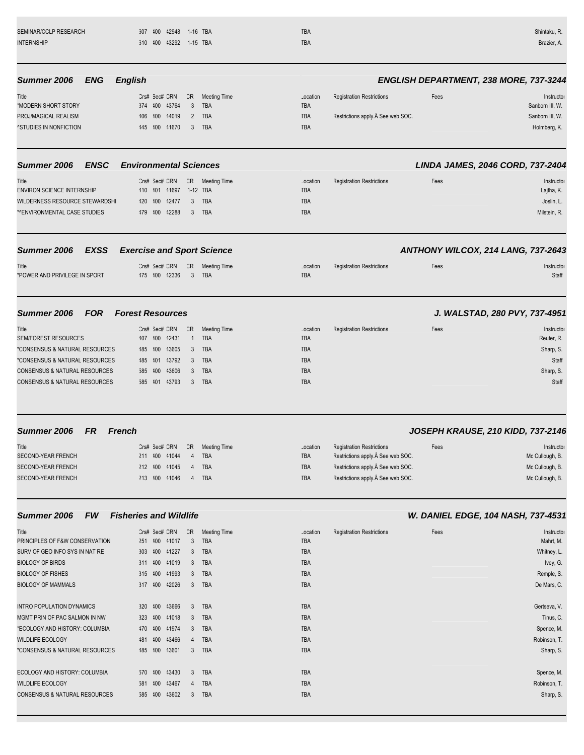| Title | Crs# | Sec# | CRN | CR | Meeting Time | Location | Registration Restrictions | Fees | Instructor |
|---|---|---|---|---|---|---|---|---|---|
| SEMINAR/CCLP RESEARCH | 507 | 400 | 42948 | 1-16 | TBA | TBA | | | Shintaku, R. |
| INTERNSHIP | 510 | 400 | 43292 | 1-15 | TBA | TBA | | | Brazier, A. |

## Summer 2006 ENG English — ENGLISH DEPARTMENT, 238 MORE, 737-3244

| Title | Crs# | Sec# | CRN | CR | Meeting Time | Location | Registration Restrictions | Fees | Instructor |
|---|---|---|---|---|---|---|---|---|---|
| *MODERN SHORT STORY | 374 | 400 | 43764 | 3 | TBA | TBA | | | Sanborn III, W. |
| PROJ/MAGICAL REALISM | 406 | 400 | 44019 | 2 | TBA | TBA | Restrictions apply.Â See web SOC. | | Sanborn III, W. |
| ^STUDIES IN NONFICTION | 445 | 400 | 41670 | 3 | TBA | TBA | | | Holmberg, K. |

## Summer 2006 ENSC Environmental Sciences — LINDA JAMES, 2046 CORD, 737-2404

| Title | Crs# | Sec# | CRN | CR | Meeting Time | Location | Registration Restrictions | Fees | Instructor |
|---|---|---|---|---|---|---|---|---|---|
| ENVIRON SCIENCE INTERNSHIP | 410 | 401 | 41697 | 1-12 | TBA | TBA | | | Lajtha, K. |
| WILDERNESS RESOURCE STEWARDSHI | 420 | 400 | 42477 | 3 | TBA | TBA | | | Joslin, L. |
| *^ENVIRONMENTAL CASE STUDIES | 479 | 400 | 42288 | 3 | TBA | TBA | | | Milstein, R. |

## Summer 2006 EXSS Exercise and Sport Science — ANTHONY WILCOX, 214 LANG, 737-2643

| Title | Crs# | Sec# | CRN | CR | Meeting Time | Location | Registration Restrictions | Fees | Instructor |
|---|---|---|---|---|---|---|---|---|---|
| *POWER AND PRIVILEGE IN SPORT | 475 | 400 | 42336 | 3 | TBA | TBA | | | Staff |

## Summer 2006 FOR Forest Resources — J. WALSTAD, 280 PVY, 737-4951

| Title | Crs# | Sec# | CRN | CR | Meeting Time | Location | Registration Restrictions | Fees | Instructor |
|---|---|---|---|---|---|---|---|---|---|
| SEM/FOREST RESOURCES | 407 | 400 | 42431 | 1 | TBA | TBA | | | Reuter, R. |
| *CONSENSUS & NATURAL RESOURCES | 485 | 400 | 43605 | 3 | TBA | TBA | | | Sharp, S. |
| *CONSENSUS & NATURAL RESOURCES | 485 | 401 | 43792 | 3 | TBA | TBA | | | Staff |
| CONSENSUS & NATURAL RESOURCES | 585 | 400 | 43606 | 3 | TBA | TBA | | | Sharp, S. |
| CONSENSUS & NATURAL RESOURCES | 585 | 401 | 43793 | 3 | TBA | TBA | | | Staff |

## Summer 2006 FR French — JOSEPH KRAUSE, 210 KIDD, 737-2146

| Title | Crs# | Sec# | CRN | CR | Meeting Time | Location | Registration Restrictions | Fees | Instructor |
|---|---|---|---|---|---|---|---|---|---|
| SECOND-YEAR FRENCH | 211 | 400 | 41044 | 4 | TBA | TBA | Restrictions apply.Â See web SOC. | | Mc Cullough, B. |
| SECOND-YEAR FRENCH | 212 | 400 | 41045 | 4 | TBA | TBA | Restrictions apply.Â See web SOC. | | Mc Cullough, B. |
| SECOND-YEAR FRENCH | 213 | 400 | 41046 | 4 | TBA | TBA | Restrictions apply.Â See web SOC. | | Mc Cullough, B. |

## Summer 2006 FW Fisheries and Wildlife — W. DANIEL EDGE, 104 NASH, 737-4531

| Title | Crs# | Sec# | CRN | CR | Meeting Time | Location | Registration Restrictions | Fees | Instructor |
|---|---|---|---|---|---|---|---|---|---|
| PRINCIPLES OF F&W CONSERVATION | 251 | 400 | 41017 | 3 | TBA | TBA | | | Mahrt, M. |
| SURV OF GEO INFO SYS IN NAT RE | 303 | 400 | 41227 | 3 | TBA | TBA | | | Whitney, L. |
| BIOLOGY OF BIRDS | 311 | 400 | 41019 | 3 | TBA | TBA | | | Ivey, G. |
| BIOLOGY OF FISHES | 315 | 400 | 41993 | 3 | TBA | TBA | | | Remple, S. |
| BIOLOGY OF MAMMALS | 317 | 400 | 42026 | 3 | TBA | TBA | | | De Mars, C. |
| INTRO POPULATION DYNAMICS | 320 | 400 | 43666 | 3 | TBA | TBA | | | Gertseva, V. |
| MGMT PRIN OF PAC SALMON IN NW | 323 | 400 | 41018 | 3 | TBA | TBA | | | Tinus, C. |
| *ECOLOGY AND HISTORY: COLUMBIA | 470 | 400 | 41974 | 3 | TBA | TBA | | | Spence, M. |
| WILDLIFE ECOLOGY | 481 | 400 | 43466 | 4 | TBA | TBA | | | Robinson, T. |
| *CONSENSUS & NATURAL RESOURCES | 485 | 400 | 43601 | 3 | TBA | TBA | | | Sharp, S. |
| ECOLOGY AND HISTORY: COLUMBIA | 570 | 400 | 43430 | 3 | TBA | TBA | | | Spence, M. |
| WILDLIFE ECOLOGY | 581 | 400 | 43467 | 4 | TBA | TBA | | | Robinson, T. |
| CONSENSUS & NATURAL RESOURCES | 585 | 400 | 43602 | 3 | TBA | TBA | | | Sharp, S. |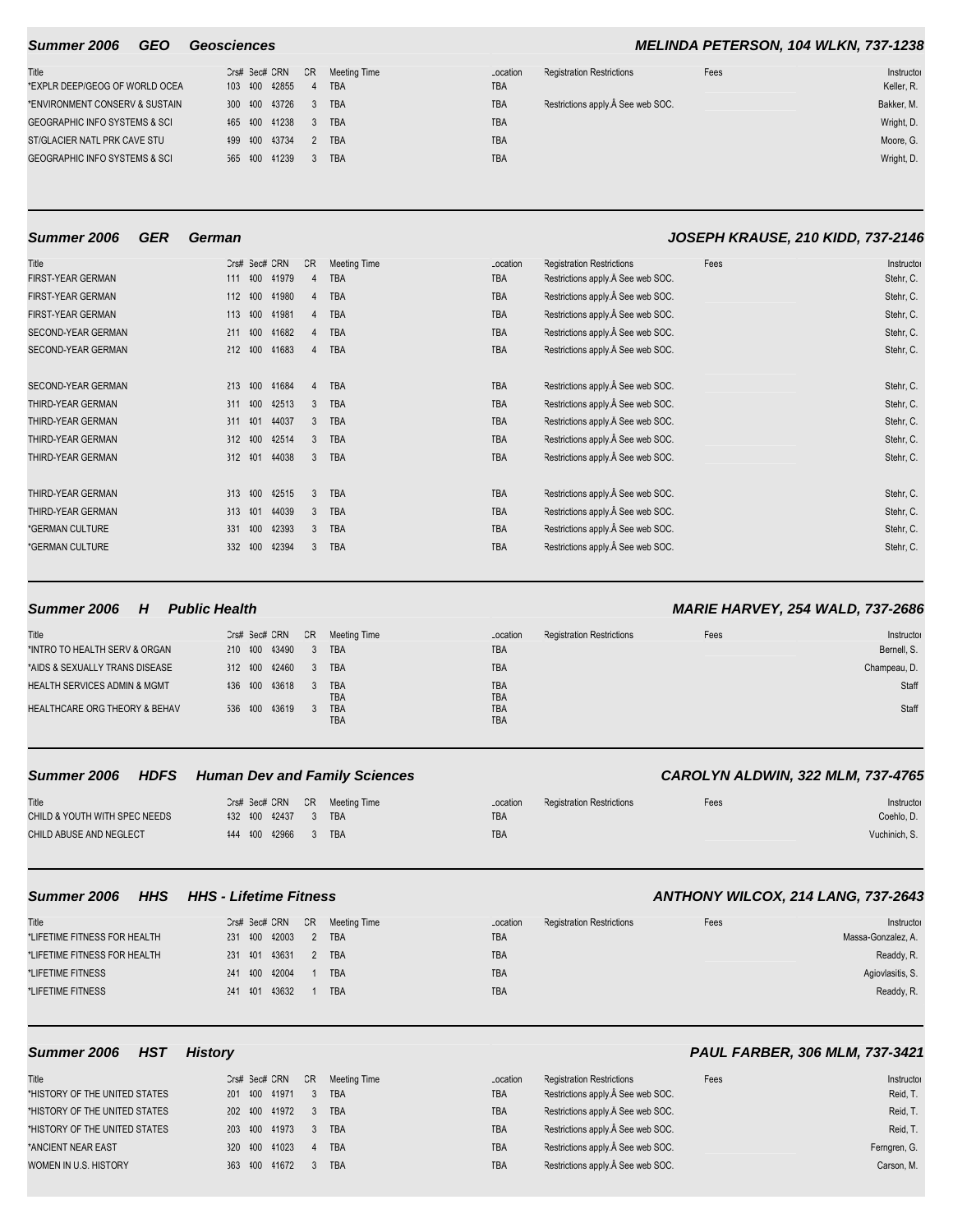## Summer 2006 GEO Geosciences — MELINDA PETERSON, 104 WLKN, 737-1238

| Title | Crs# | Sec# | CRN | CR | Meeting Time | Location | Registration Restrictions | Fees | Instructor |
|---|---|---|---|---|---|---|---|---|---|
| *EXPLR DEEP/GEOG OF WORLD OCEA | 103 | 400 | 42855 | 4 | TBA | TBA | | | Keller, R. |
| *ENVIRONMENT CONSERV & SUSTAIN | 300 | 400 | 43726 | 3 | TBA | TBA | Restrictions apply.Â See web SOC. | | Bakker, M. |
| GEOGRAPHIC INFO SYSTEMS & SCI | 465 | 400 | 41238 | 3 | TBA | TBA | | | Wright, D. |
| ST/GLACIER NATL PRK CAVE STU | 499 | 400 | 43734 | 2 | TBA | TBA | | | Moore, G. |
| GEOGRAPHIC INFO SYSTEMS & SCI | 565 | 400 | 41239 | 3 | TBA | TBA | | | Wright, D. |

## Summer 2006 GER German — JOSEPH KRAUSE, 210 KIDD, 737-2146

| Title | Crs# | Sec# | CRN | CR | Meeting Time | Location | Registration Restrictions | Fees | Instructor |
|---|---|---|---|---|---|---|---|---|---|
| FIRST-YEAR GERMAN | 111 | 400 | 41979 | 4 | TBA | TBA | Restrictions apply.Â See web SOC. | | Stehr, C. |
| FIRST-YEAR GERMAN | 112 | 400 | 41980 | 4 | TBA | TBA | Restrictions apply.Â See web SOC. | | Stehr, C. |
| FIRST-YEAR GERMAN | 113 | 400 | 41981 | 4 | TBA | TBA | Restrictions apply.Â See web SOC. | | Stehr, C. |
| SECOND-YEAR GERMAN | 211 | 400 | 41682 | 4 | TBA | TBA | Restrictions apply.Â See web SOC. | | Stehr, C. |
| SECOND-YEAR GERMAN | 212 | 400 | 41683 | 4 | TBA | TBA | Restrictions apply.Â See web SOC. | | Stehr, C. |
| SECOND-YEAR GERMAN | 213 | 400 | 41684 | 4 | TBA | TBA | Restrictions apply.Â See web SOC. | | Stehr, C. |
| THIRD-YEAR GERMAN | 311 | 400 | 42513 | 3 | TBA | TBA | Restrictions apply.Â See web SOC. | | Stehr, C. |
| THIRD-YEAR GERMAN | 311 | 401 | 44037 | 3 | TBA | TBA | Restrictions apply.Â See web SOC. | | Stehr, C. |
| THIRD-YEAR GERMAN | 312 | 400 | 42514 | 3 | TBA | TBA | Restrictions apply.Â See web SOC. | | Stehr, C. |
| THIRD-YEAR GERMAN | 312 | 401 | 44038 | 3 | TBA | TBA | Restrictions apply.Â See web SOC. | | Stehr, C. |
| THIRD-YEAR GERMAN | 313 | 400 | 42515 | 3 | TBA | TBA | Restrictions apply.Â See web SOC. | | Stehr, C. |
| THIRD-YEAR GERMAN | 313 | 401 | 44039 | 3 | TBA | TBA | Restrictions apply.Â See web SOC. | | Stehr, C. |
| *GERMAN CULTURE | 331 | 400 | 42393 | 3 | TBA | TBA | Restrictions apply.Â See web SOC. | | Stehr, C. |
| *GERMAN CULTURE | 332 | 400 | 42394 | 3 | TBA | TBA | Restrictions apply.Â See web SOC. | | Stehr, C. |

## Summer 2006 H Public Health — MARIE HARVEY, 254 WALD, 737-2686

| Title | Crs# | Sec# | CRN | CR | Meeting Time | Location | Registration Restrictions | Fees | Instructor |
|---|---|---|---|---|---|---|---|---|---|
| *INTRO TO HEALTH SERV & ORGAN | 210 | 400 | 43490 | 3 | TBA | TBA | | | Bernell, S. |
| *AIDS & SEXUALLY TRANS DISEASE | 312 | 400 | 42460 | 3 | TBA | TBA | | | Champeau, D. |
| HEALTH SERVICES ADMIN & MGMT | 436 | 400 | 43618 | 3 | TBA<br>TBA | TBA<br>TBA | | | Staff |
| HEALTHCARE ORG THEORY & BEHAV | 536 | 400 | 43619 | 3 | TBA<br>TBA | TBA<br>TBA | | | Staff |

## Summer 2006 HDFS Human Dev and Family Sciences — CAROLYN ALDWIN, 322 MLM, 737-4765

| Title | Crs# | Sec# | CRN | CR | Meeting Time | Location | Registration Restrictions | Fees | Instructor |
|---|---|---|---|---|---|---|---|---|---|
| CHILD & YOUTH WITH SPEC NEEDS | 432 | 400 | 42437 | 3 | TBA | TBA | | | Coehlo, D. |
| CHILD ABUSE AND NEGLECT | 444 | 400 | 42966 | 3 | TBA | TBA | | | Vuchinich, S. |

## Summer 2006 HHS HHS - Lifetime Fitness — ANTHONY WILCOX, 214 LANG, 737-2643

| Title | Crs# | Sec# | CRN | CR | Meeting Time | Location | Registration Restrictions | Fees | Instructor |
|---|---|---|---|---|---|---|---|---|---|
| *LIFETIME FITNESS FOR HEALTH | 231 | 400 | 42003 | 2 | TBA | TBA | | | Massa-Gonzalez, A. |
| *LIFETIME FITNESS FOR HEALTH | 231 | 401 | 43631 | 2 | TBA | TBA | | | Readdy, R. |
| *LIFETIME FITNESS | 241 | 400 | 42004 | 1 | TBA | TBA | | | Agiovlasitis, S. |
| *LIFETIME FITNESS | 241 | 401 | 43632 | 1 | TBA | TBA | | | Readdy, R. |

## Summer 2006 HST History — PAUL FARBER, 306 MLM, 737-3421

| Title | Crs# | Sec# | CRN | CR | Meeting Time | Location | Registration Restrictions | Fees | Instructor |
|---|---|---|---|---|---|---|---|---|---|
| *HISTORY OF THE UNITED STATES | 201 | 400 | 41971 | 3 | TBA | TBA | Restrictions apply.Â See web SOC. | | Reid, T. |
| *HISTORY OF THE UNITED STATES | 202 | 400 | 41972 | 3 | TBA | TBA | Restrictions apply.Â See web SOC. | | Reid, T. |
| *HISTORY OF THE UNITED STATES | 203 | 400 | 41973 | 3 | TBA | TBA | Restrictions apply.Â See web SOC. | | Reid, T. |
| *ANCIENT NEAR EAST | 320 | 400 | 41023 | 4 | TBA | TBA | Restrictions apply.Â See web SOC. | | Ferngren, G. |
| WOMEN IN U.S. HISTORY | 363 | 400 | 41672 | 3 | TBA | TBA | Restrictions apply.Â See web SOC. | | Carson, M. |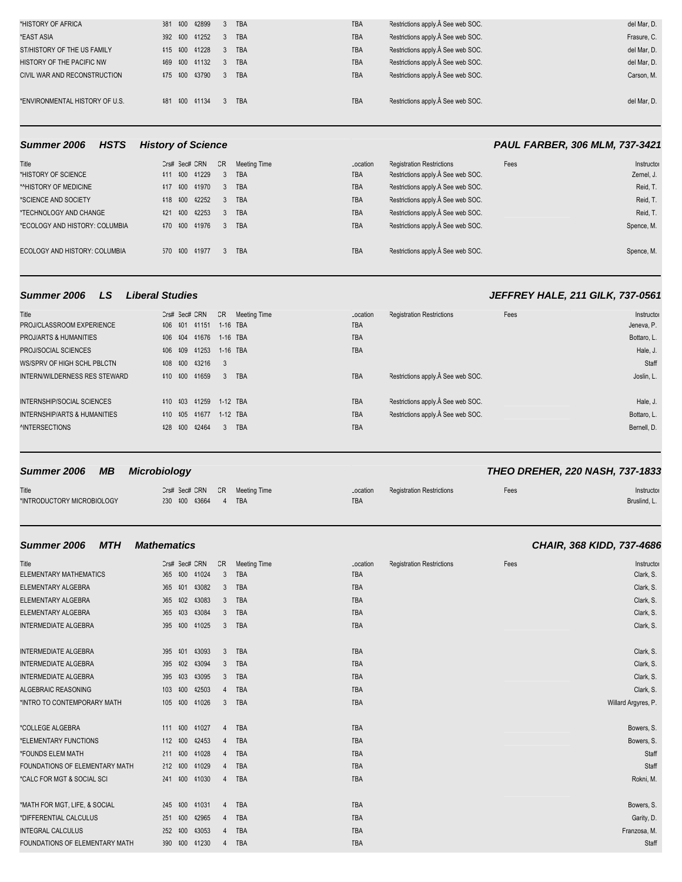| Title | Crs# | Sec# | CRN | CR | Meeting Time | Location | Registration Restrictions | Fees | Instructor |
|---|---|---|---|---|---|---|---|---|---|
| *HISTORY OF AFRICA | 381 | 400 | 42899 | 3 | TBA | TBA | Restrictions apply.Â See web SOC. | | del Mar, D. |
| *EAST ASIA | 392 | 400 | 41252 | 3 | TBA | TBA | Restrictions apply.Â See web SOC. | | Frasure, C. |
| ST/HISTORY OF THE US FAMILY | 415 | 400 | 41228 | 3 | TBA | TBA | Restrictions apply.Â See web SOC. | | del Mar, D. |
| HISTORY OF THE PACIFIC NW | 469 | 400 | 41132 | 3 | TBA | TBA | Restrictions apply.Â See web SOC. | | del Mar, D. |
| CIVIL WAR AND RECONSTRUCTION | 475 | 400 | 43790 | 3 | TBA | TBA | Restrictions apply.Â See web SOC. | | Carson, M. |
| *ENVIRONMENTAL HISTORY OF U.S. | 481 | 400 | 41134 | 3 | TBA | TBA | Restrictions apply.Â See web SOC. | | del Mar, D. |

## Summer 2006 HSTS History of Science — PAUL FARBER, 306 MLM, 737-3421

| Title | Crs# | Sec# | CRN | CR | Meeting Time | Location | Registration Restrictions | Fees | Instructor |
|---|---|---|---|---|---|---|---|---|---|
| *HISTORY OF SCIENCE | 411 | 400 | 41229 | 3 | TBA | TBA | Restrictions apply.Â See web SOC. | | Zernel, J. |
| *^HISTORY OF MEDICINE | 417 | 400 | 41970 | 3 | TBA | TBA | Restrictions apply.Â See web SOC. | | Reid, T. |
| *SCIENCE AND SOCIETY | 418 | 400 | 42252 | 3 | TBA | TBA | Restrictions apply.Â See web SOC. | | Reid, T. |
| *TECHNOLOGY AND CHANGE | 421 | 400 | 42253 | 3 | TBA | TBA | Restrictions apply.Â See web SOC. | | Reid, T. |
| *ECOLOGY AND HISTORY: COLUMBIA | 470 | 400 | 41976 | 3 | TBA | TBA | Restrictions apply.Â See web SOC. | | Spence, M. |
| ECOLOGY AND HISTORY: COLUMBIA | 570 | 400 | 41977 | 3 | TBA | TBA | Restrictions apply.Â See web SOC. | | Spence, M. |

## Summer 2006 LS Liberal Studies — JEFFREY HALE, 211 GILK, 737-0561

| Title | Crs# | Sec# | CRN | CR | Meeting Time | Location | Registration Restrictions | Fees | Instructor |
|---|---|---|---|---|---|---|---|---|---|
| PROJ/CLASSROOM EXPERIENCE | 406 | 401 | 41151 | 1-16 | TBA | TBA | | | Jeneva, P. |
| PROJ/ARTS & HUMANITIES | 406 | 404 | 41676 | 1-16 | TBA | TBA | | | Bottaro, L. |
| PROJ/SOCIAL SCIENCES | 406 | 409 | 41253 | 1-16 | TBA | TBA | | | Hale, J. |
| WS/SPRV OF HIGH SCHL PBLCTN | 408 | 400 | 43216 | 3 | | | | | Staff |
| INTERN/WILDERNESS RES STEWARD | 410 | 400 | 41659 | 3 | TBA | TBA | Restrictions apply.Â See web SOC. | | Joslin, L. |
| INTERNSHIP/SOCIAL SCIENCES | 410 | 403 | 41259 | 1-12 | TBA | TBA | Restrictions apply.Â See web SOC. | | Hale, J. |
| INTERNSHIP/ARTS & HUMANITIES | 410 | 405 | 41677 | 1-12 | TBA | TBA | Restrictions apply.Â See web SOC. | | Bottaro, L. |
| ^INTERSECTIONS | 428 | 400 | 42464 | 3 | TBA | TBA | | | Bernell, D. |

## Summer 2006 MB Microbiology — THEO DREHER, 220 NASH, 737-1833

| Title | Crs# | Sec# | CRN | CR | Meeting Time | Location | Registration Restrictions | Fees | Instructor |
|---|---|---|---|---|---|---|---|---|---|
| *INTRODUCTORY MICROBIOLOGY | 230 | 400 | 43664 | 4 | TBA | TBA | | | Bruslind, L. |

## Summer 2006 MTH Mathematics — CHAIR, 368 KIDD, 737-4686

| Title | Crs# | Sec# | CRN | CR | Meeting Time | Location | Registration Restrictions | Fees | Instructor |
|---|---|---|---|---|---|---|---|---|---|
| ELEMENTARY MATHEMATICS | 065 | 400 | 41024 | 3 | TBA | TBA | | | Clark, S. |
| ELEMENTARY ALGEBRA | 065 | 401 | 43082 | 3 | TBA | TBA | | | Clark, S. |
| ELEMENTARY ALGEBRA | 065 | 402 | 43083 | 3 | TBA | TBA | | | Clark, S. |
| ELEMENTARY ALGEBRA | 065 | 403 | 43084 | 3 | TBA | TBA | | | Clark, S. |
| INTERMEDIATE ALGEBRA | 095 | 400 | 41025 | 3 | TBA | TBA | | | Clark, S. |
| INTERMEDIATE ALGEBRA | 095 | 401 | 43093 | 3 | TBA | TBA | | | Clark, S. |
| INTERMEDIATE ALGEBRA | 095 | 402 | 43094 | 3 | TBA | TBA | | | Clark, S. |
| INTERMEDIATE ALGEBRA | 095 | 403 | 43095 | 3 | TBA | TBA | | | Clark, S. |
| ALGEBRAIC REASONING | 103 | 400 | 42503 | 4 | TBA | TBA | | | Clark, S. |
| *INTRO TO CONTEMPORARY MATH | 105 | 400 | 41026 | 3 | TBA | TBA | | | Willard Argyres, P. |
| *COLLEGE ALGEBRA | 111 | 400 | 41027 | 4 | TBA | TBA | | | Bowers, S. |
| *ELEMENTARY FUNCTIONS | 112 | 400 | 42453 | 4 | TBA | TBA | | | Bowers, S. |
| *FOUNDS ELEM MATH | 211 | 400 | 41028 | 4 | TBA | TBA | | | Staff |
| FOUNDATIONS OF ELEMENTARY MATH | 212 | 400 | 41029 | 4 | TBA | TBA | | | Staff |
| *CALC FOR MGT & SOCIAL SCI | 241 | 400 | 41030 | 4 | TBA | TBA | | | Rokni, M. |
| *MATH FOR MGT, LIFE, & SOCIAL | 245 | 400 | 41031 | 4 | TBA | TBA | | | Bowers, S. |
| *DIFFERENTIAL CALCULUS | 251 | 400 | 42965 | 4 | TBA | TBA | | | Garity, D. |
| INTEGRAL CALCULUS | 252 | 400 | 43053 | 4 | TBA | TBA | | | Franzosa, M. |
| FOUNDATIONS OF ELEMENTARY MATH | 390 | 400 | 41230 | 4 | TBA | TBA | | | Staff |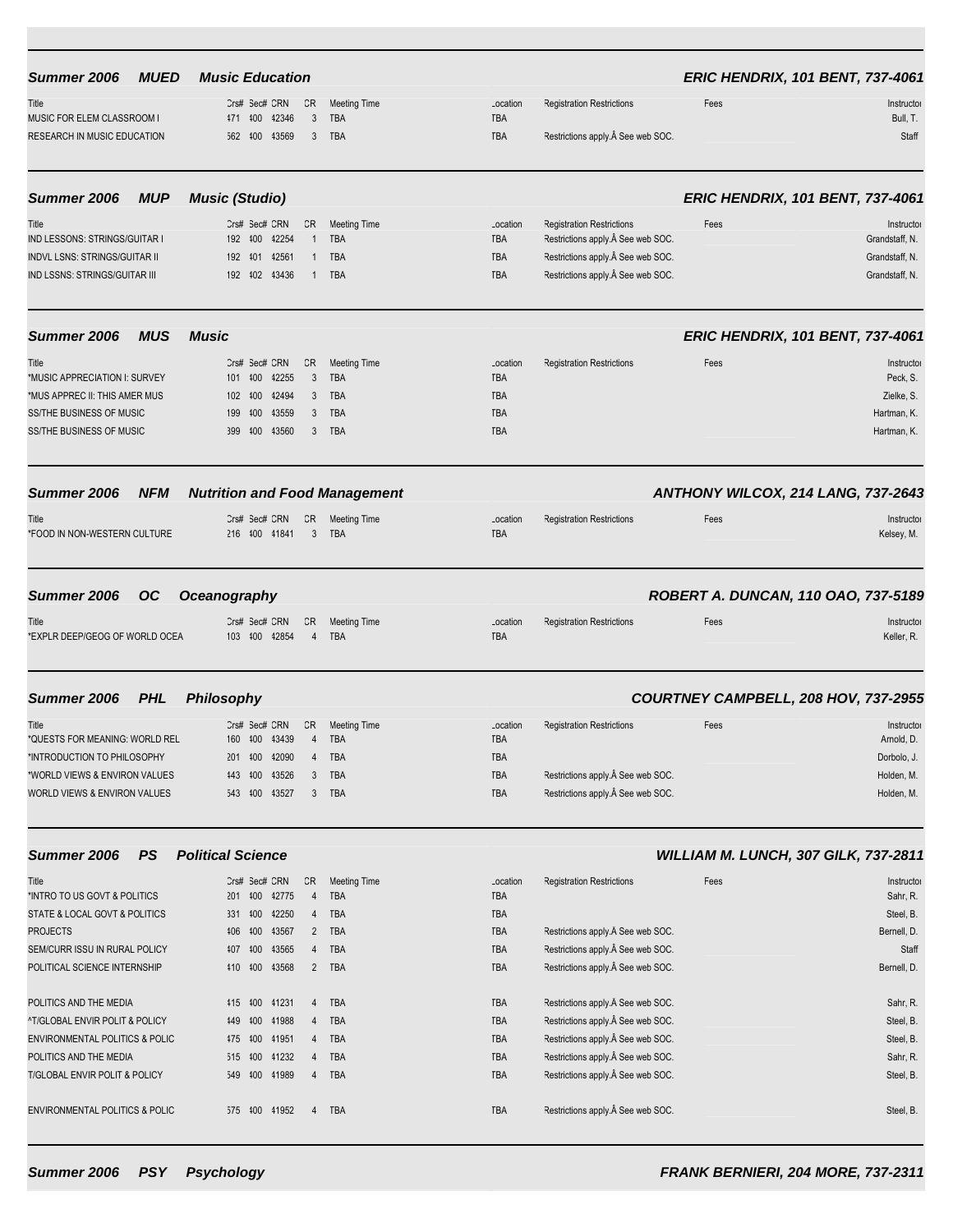## Summer 2006 MUED Music Education — ERIC HENDRIX, 101 BENT, 737-4061

| Title | Crs# | Sec# | CRN | CR | Meeting Time | Location | Registration Restrictions | Fees | Instructor |
|---|---|---|---|---|---|---|---|---|---|
| MUSIC FOR ELEM CLASSROOM I | 471 | 400 | 42346 | 3 | TBA | TBA | | | Bull, T. |
| RESEARCH IN MUSIC EDUCATION | 562 | 400 | 43569 | 3 | TBA | TBA | Restrictions apply.Â See web SOC. | | Staff |

## Summer 2006 MUP Music (Studio) — ERIC HENDRIX, 101 BENT, 737-4061

| Title | Crs# | Sec# | CRN | CR | Meeting Time | Location | Registration Restrictions | Fees | Instructor |
|---|---|---|---|---|---|---|---|---|---|
| IND LESSONS: STRINGS/GUITAR I | 192 | 400 | 42254 | 1 | TBA | TBA | Restrictions apply.Â See web SOC. | | Grandstaff, N. |
| INDVL LSNS: STRINGS/GUITAR II | 192 | 401 | 42561 | 1 | TBA | TBA | Restrictions apply.Â See web SOC. | | Grandstaff, N. |
| IND LSSNS: STRINGS/GUITAR III | 192 | 402 | 43436 | 1 | TBA | TBA | Restrictions apply.Â See web SOC. | | Grandstaff, N. |

## Summer 2006 MUS Music — ERIC HENDRIX, 101 BENT, 737-4061

| Title | Crs# | Sec# | CRN | CR | Meeting Time | Location | Registration Restrictions | Fees | Instructor |
|---|---|---|---|---|---|---|---|---|---|
| *MUSIC APPRECIATION I: SURVEY | 101 | 400 | 42255 | 3 | TBA | TBA | | | Peck, S. |
| *MUS APPREC II: THIS AMER MUS | 102 | 400 | 42494 | 3 | TBA | TBA | | | Zielke, S. |
| SS/THE BUSINESS OF MUSIC | 199 | 400 | 43559 | 3 | TBA | TBA | | | Hartman, K. |
| SS/THE BUSINESS OF MUSIC | 399 | 400 | 43560 | 3 | TBA | TBA | | | Hartman, K. |

## Summer 2006 NFM Nutrition and Food Management — ANTHONY WILCOX, 214 LANG, 737-2643

| Title | Crs# | Sec# | CRN | CR | Meeting Time | Location | Registration Restrictions | Fees | Instructor |
|---|---|---|---|---|---|---|---|---|---|
| *FOOD IN NON-WESTERN CULTURE | 216 | 400 | 41841 | 3 | TBA | TBA | | | Kelsey, M. |

## Summer 2006 OC Oceanography — ROBERT A. DUNCAN, 110 OAO, 737-5189

| Title | Crs# | Sec# | CRN | CR | Meeting Time | Location | Registration Restrictions | Fees | Instructor |
|---|---|---|---|---|---|---|---|---|---|
| *EXPLR DEEP/GEOG OF WORLD OCEA | 103 | 400 | 42854 | 4 | TBA | TBA | | | Keller, R. |

## Summer 2006 PHL Philosophy — COURTNEY CAMPBELL, 208 HOV, 737-2955

| Title | Crs# | Sec# | CRN | CR | Meeting Time | Location | Registration Restrictions | Fees | Instructor |
|---|---|---|---|---|---|---|---|---|---|
| *QUESTS FOR MEANING: WORLD REL | 160 | 400 | 43439 | 4 | TBA | TBA | | | Arnold, D. |
| *INTRODUCTION TO PHILOSOPHY | 201 | 400 | 42090 | 4 | TBA | TBA | | | Dorbolo, J. |
| *WORLD VIEWS & ENVIRON VALUES | 443 | 400 | 43526 | 3 | TBA | TBA | Restrictions apply.Â See web SOC. | | Holden, M. |
| WORLD VIEWS & ENVIRON VALUES | 543 | 400 | 43527 | 3 | TBA | TBA | Restrictions apply.Â See web SOC. | | Holden, M. |

## Summer 2006 PS Political Science — WILLIAM M. LUNCH, 307 GILK, 737-2811

| Title | Crs# | Sec# | CRN | CR | Meeting Time | Location | Registration Restrictions | Fees | Instructor |
|---|---|---|---|---|---|---|---|---|---|
| *INTRO TO US GOVT & POLITICS | 201 | 400 | 42775 | 4 | TBA | TBA | | | Sahr, R. |
| STATE & LOCAL GOVT & POLITICS | 331 | 400 | 42250 | 4 | TBA | TBA | | | Steel, B. |
| PROJECTS | 406 | 400 | 43567 | 2 | TBA | TBA | Restrictions apply.Â See web SOC. | | Bernell, D. |
| SEM/CURR ISSU IN RURAL POLICY | 407 | 400 | 43565 | 4 | TBA | TBA | Restrictions apply.Â See web SOC. | | Staff |
| POLITICAL SCIENCE INTERNSHIP | 410 | 400 | 43568 | 2 | TBA | TBA | Restrictions apply.Â See web SOC. | | Bernell, D. |
| POLITICS AND THE MEDIA | 415 | 400 | 41231 | 4 | TBA | TBA | Restrictions apply.Â See web SOC. | | Sahr, R. |
| ^T/GLOBAL ENVIR POLIT & POLICY | 449 | 400 | 41988 | 4 | TBA | TBA | Restrictions apply.Â See web SOC. | | Steel, B. |
| ENVIRONMENTAL POLITICS & POLIC | 475 | 400 | 41951 | 4 | TBA | TBA | Restrictions apply.Â See web SOC. | | Steel, B. |
| POLITICS AND THE MEDIA | 515 | 400 | 41232 | 4 | TBA | TBA | Restrictions apply.Â See web SOC. | | Sahr, R. |
| T/GLOBAL ENVIR POLIT & POLICY | 549 | 400 | 41989 | 4 | TBA | TBA | Restrictions apply.Â See web SOC. | | Steel, B. |
| ENVIRONMENTAL POLITICS & POLIC | 575 | 400 | 41952 | 4 | TBA | TBA | Restrictions apply.Â See web SOC. | | Steel, B. |

## Summer 2006 PSY Psychology — FRANK BERNIERI, 204 MORE, 737-2311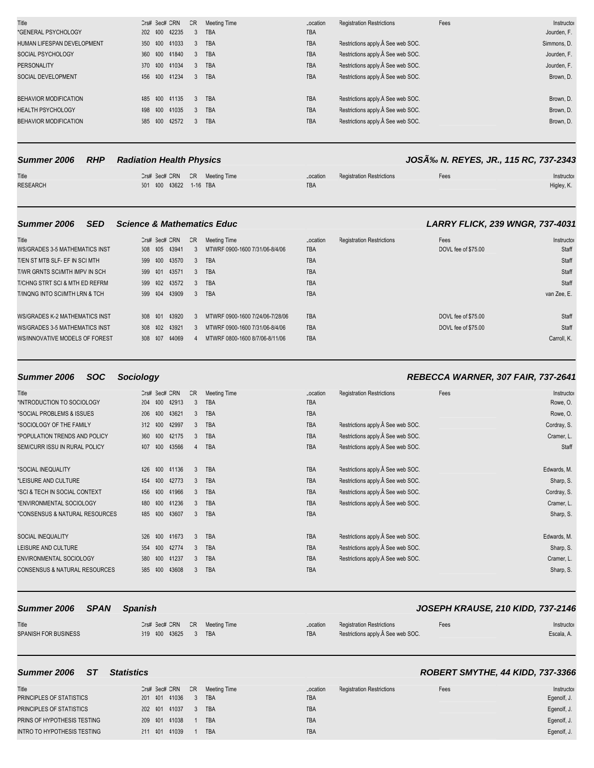| Title | Crs# | Sec# | CRN | CR | Meeting Time | Location | Registration Restrictions | Fees | Instructor |
|---|---|---|---|---|---|---|---|---|---|
| *GENERAL PSYCHOLOGY | 202 | 400 | 42235 | 3 | TBA | TBA | | | Jourden, F. |
| HUMAN LIFESPAN DEVELOPMENT | 350 | 400 | 41033 | 3 | TBA | TBA | Restrictions apply.Â See web SOC. | | Simmons, D. |
| SOCIAL PSYCHOLOGY | 360 | 400 | 41840 | 3 | TBA | TBA | Restrictions apply.Â See web SOC. | | Jourden, F. |
| PERSONALITY | 370 | 400 | 41034 | 3 | TBA | TBA | Restrictions apply.Â See web SOC. | | Jourden, F. |
| SOCIAL DEVELOPMENT | 456 | 400 | 41234 | 3 | TBA | TBA | Restrictions apply.Â See web SOC. | | Brown, D. |
| BEHAVIOR MODIFICATION | 485 | 400 | 41135 | 3 | TBA | TBA | Restrictions apply.Â See web SOC. | | Brown, D. |
| HEALTH PSYCHOLOGY | 498 | 400 | 41035 | 3 | TBA | TBA | Restrictions apply.Â See web SOC. | | Brown, D. |
| BEHAVIOR MODIFICATION | 585 | 400 | 42572 | 3 | TBA | TBA | Restrictions apply.Â See web SOC. | | Brown, D. |

## *Summer 2006 RHP Radiation Health Physics* — *JOSÃ‰ N. REYES, JR., 115 RC, 737-2343*

| Title | Crs# | Sec# | CRN | CR | Meeting Time | Location | Registration Restrictions | Fees | Instructor |
|---|---|---|---|---|---|---|---|---|---|
| RESEARCH | 501 | 400 | 43622 | 1-16 | TBA | TBA | | | Higley, K. |

## *Summer 2006 SED Science & Mathematics Educ* — *LARRY FLICK, 239 WNGR, 737-4031*

| Title | Crs# | Sec# | CRN | CR | Meeting Time | Location | Registration Restrictions | Fees | Instructor |
|---|---|---|---|---|---|---|---|---|---|
| WS/GRADES 3-5 MATHEMATICS INST | 508 | 405 | 43941 | 3 | MTWRF 0900-1600 7/31/06-8/4/06 | TBA | | DOVL fee of $75.00 | Staff |
| T/EN ST MTB SLF- EF IN SCI MTH | 599 | 400 | 43570 | 3 | TBA | TBA | | | Staff |
| T/WR GRNTS SCI/MTH IMPV IN SCH | 599 | 401 | 43571 | 3 | TBA | TBA | | | Staff |
| T/CHNG STRT SCI & MTH ED REFRM | 599 | 402 | 43572 | 3 | TBA | TBA | | | Staff |
| T/INQNG INTO SCI/MTH LRN & TCH | 599 | 404 | 43909 | 3 | TBA | TBA | | | van Zee, E. |
| WS/GRADES K-2 MATHEMATICS INST | 308 | 401 | 43920 | 3 | MTWRF 0900-1600 7/24/06-7/28/06 | TBA | | DOVL fee of $75.00 | Staff |
| WS/GRADES 3-5 MATHEMATICS INST | 308 | 402 | 43921 | 3 | MTWRF 0900-1600 7/31/06-8/4/06 | TBA | | DOVL fee of $75.00 | Staff |
| WS/INNOVATIVE MODELS OF FOREST | 308 | 407 | 44069 | 4 | MTWRF 0800-1600 8/7/06-8/11/06 | TBA | | | Carroll, K. |

## *Summer 2006 SOC Sociology* — *REBECCA WARNER, 307 FAIR, 737-2641*

| Title | Crs# | Sec# | CRN | CR | Meeting Time | Location | Registration Restrictions | Fees | Instructor |
|---|---|---|---|---|---|---|---|---|---|
| *INTRODUCTION TO SOCIOLOGY | 204 | 400 | 42913 | 3 | TBA | TBA | | | Rowe, O. |
| *SOCIAL PROBLEMS & ISSUES | 206 | 400 | 43621 | 3 | TBA | TBA | | | Rowe, O. |
| *SOCIOLOGY OF THE FAMILY | 312 | 400 | 42997 | 3 | TBA | TBA | Restrictions apply.Â See web SOC. | | Cordray, S. |
| *POPULATION TRENDS AND POLICY | 360 | 400 | 42175 | 3 | TBA | TBA | Restrictions apply.Â See web SOC. | | Cramer, L. |
| SEM/CURR ISSU IN RURAL POLICY | 407 | 400 | 43566 | 4 | TBA | TBA | Restrictions apply.Â See web SOC. | | Staff |
| *SOCIAL INEQUALITY | 426 | 400 | 41136 | 3 | TBA | TBA | Restrictions apply.Â See web SOC. | | Edwards, M. |
| *LEISURE AND CULTURE | 454 | 400 | 42773 | 3 | TBA | TBA | Restrictions apply.Â See web SOC. | | Sharp, S. |
| *SCI & TECH IN SOCIAL CONTEXT | 456 | 400 | 41966 | 3 | TBA | TBA | Restrictions apply.Â See web SOC. | | Cordray, S. |
| *ENVIRONMENTAL SOCIOLOGY | 480 | 400 | 41236 | 3 | TBA | TBA | Restrictions apply.Â See web SOC. | | Cramer, L. |
| *CONSENSUS & NATURAL RESOURCES | 485 | 400 | 43607 | 3 | TBA | TBA | | | Sharp, S. |
| SOCIAL INEQUALITY | 526 | 400 | 41673 | 3 | TBA | TBA | Restrictions apply.Â See web SOC. | | Edwards, M. |
| LEISURE AND CULTURE | 554 | 400 | 42774 | 3 | TBA | TBA | Restrictions apply.Â See web SOC. | | Sharp, S. |
| ENVIRONMENTAL SOCIOLOGY | 580 | 400 | 41237 | 3 | TBA | TBA | Restrictions apply.Â See web SOC. | | Cramer, L. |
| CONSENSUS & NATURAL RESOURCES | 585 | 400 | 43608 | 3 | TBA | TBA | | | Sharp, S. |

## *Summer 2006 SPAN Spanish* — *JOSEPH KRAUSE, 210 KIDD, 737-2146*

| Title | Crs# | Sec# | CRN | CR | Meeting Time | Location | Registration Restrictions | Fees | Instructor |
|---|---|---|---|---|---|---|---|---|---|
| SPANISH FOR BUSINESS | 319 | 400 | 43625 | 3 | TBA | TBA | Restrictions apply.Â See web SOC. | | Escala, A. |

## *Summer 2006 ST Statistics* — *ROBERT SMYTHE, 44 KIDD, 737-3366*

| Title | Crs# | Sec# | CRN | CR | Meeting Time | Location | Registration Restrictions | Fees | Instructor |
|---|---|---|---|---|---|---|---|---|---|
| PRINCIPLES OF STATISTICS | 201 | 401 | 41036 | 3 | TBA | TBA | | | Egenolf, J. |
| PRINCIPLES OF STATISTICS | 202 | 401 | 41037 | 3 | TBA | TBA | | | Egenolf, J. |
| PRINS OF HYPOTHESIS TESTING | 209 | 401 | 41038 | 1 | TBA | TBA | | | Egenolf, J. |
| INTRO TO HYPOTHESIS TESTING | 211 | 401 | 41039 | 1 | TBA | TBA | | | Egenolf, J. |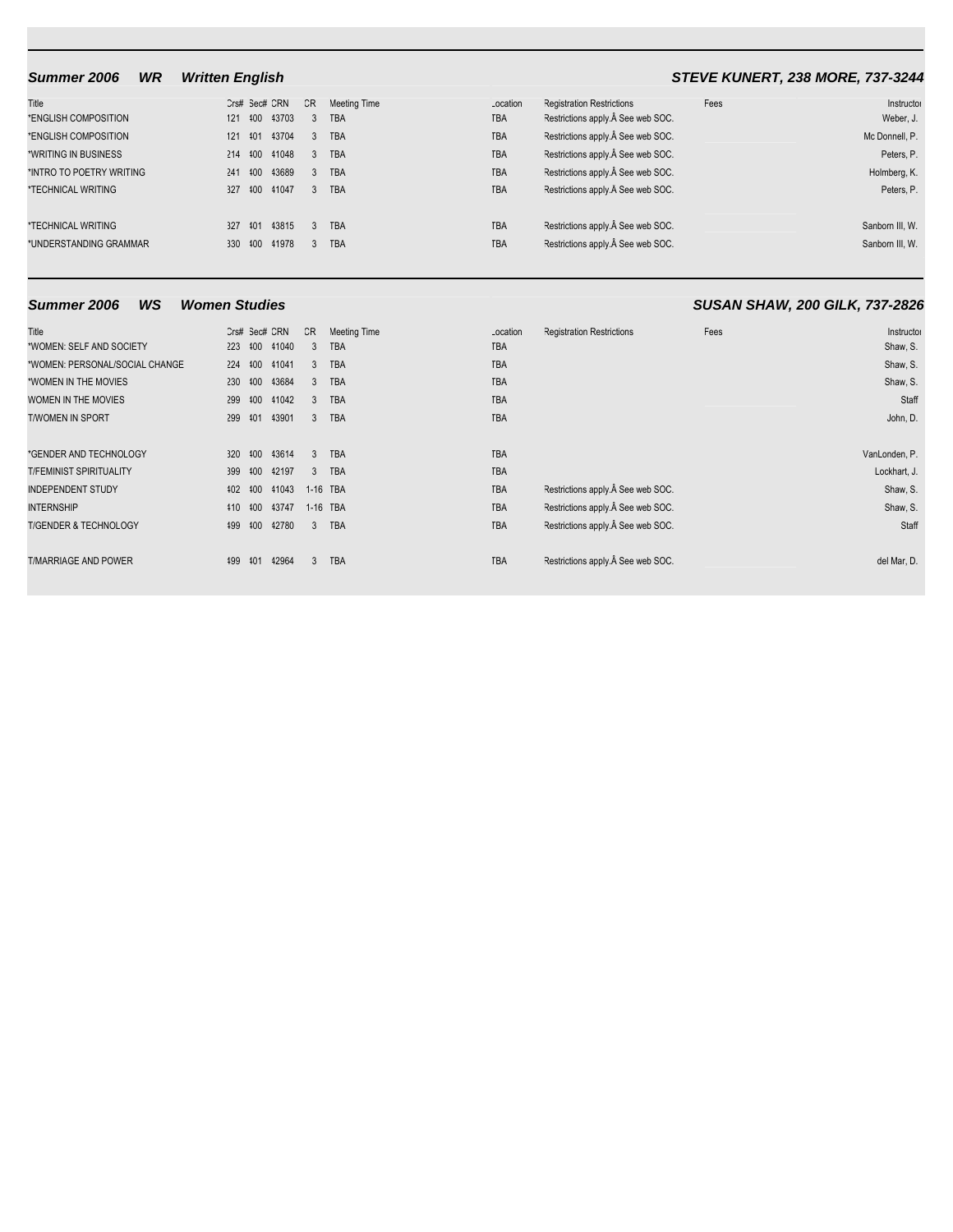## *Summer 2006 WR Written English* — *STEVE KUNERT, 238 MORE, 737-3244*

| Title | Crs# | Sec# | CRN | CR | Meeting Time | Location | Registration Restrictions | Fees | Instructor |
|---|---|---|---|---|---|---|---|---|---|
| *ENGLISH COMPOSITION | 121 | 400 | 43703 | 3 | TBA | TBA | Restrictions apply.Â See web SOC. | | Weber, J. |
| *ENGLISH COMPOSITION | 121 | 401 | 43704 | 3 | TBA | TBA | Restrictions apply.Â See web SOC. | | Mc Donnell, P. |
| *WRITING IN BUSINESS | 214 | 400 | 41048 | 3 | TBA | TBA | Restrictions apply.Â See web SOC. | | Peters, P. |
| *INTRO TO POETRY WRITING | 241 | 400 | 43689 | 3 | TBA | TBA | Restrictions apply.Â See web SOC. | | Holmberg, K. |
| *TECHNICAL WRITING | 327 | 400 | 41047 | 3 | TBA | TBA | Restrictions apply.Â See web SOC. | | Peters, P. |
| *TECHNICAL WRITING | 327 | 401 | 43815 | 3 | TBA | TBA | Restrictions apply.Â See web SOC. | | Sanborn III, W. |
| *UNDERSTANDING GRAMMAR | 330 | 400 | 41978 | 3 | TBA | TBA | Restrictions apply.Â See web SOC. | | Sanborn III, W. |

## *Summer 2006 WS Women Studies* — *SUSAN SHAW, 200 GILK, 737-2826*

| Title | Crs# | Sec# | CRN | CR | Meeting Time | Location | Registration Restrictions | Fees | Instructor |
|---|---|---|---|---|---|---|---|---|---|
| *WOMEN: SELF AND SOCIETY | 223 | 400 | 41040 | 3 | TBA | TBA | | | Shaw, S. |
| *WOMEN: PERSONAL/SOCIAL CHANGE | 224 | 400 | 41041 | 3 | TBA | TBA | | | Shaw, S. |
| *WOMEN IN THE MOVIES | 230 | 400 | 43684 | 3 | TBA | TBA | | | Shaw, S. |
| WOMEN IN THE MOVIES | 299 | 400 | 41042 | 3 | TBA | TBA | | | Staff |
| T/WOMEN IN SPORT | 299 | 401 | 43901 | 3 | TBA | TBA | | | John, D. |
| *GENDER AND TECHNOLOGY | 320 | 400 | 43614 | 3 | TBA | TBA | | | VanLonden, P. |
| T/FEMINIST SPIRITUALITY | 399 | 400 | 42197 | 3 | TBA | TBA | | | Lockhart, J. |
| INDEPENDENT STUDY | 402 | 400 | 41043 | 1-16 | TBA | TBA | Restrictions apply.Â See web SOC. | | Shaw, S. |
| INTERNSHIP | 410 | 400 | 43747 | 1-16 | TBA | TBA | Restrictions apply.Â See web SOC. | | Shaw, S. |
| T/GENDER & TECHNOLOGY | 499 | 400 | 42780 | 3 | TBA | TBA | Restrictions apply.Â See web SOC. | | Staff |
| T/MARRIAGE AND POWER | 499 | 401 | 42964 | 3 | TBA | TBA | Restrictions apply.Â See web SOC. | | del Mar, D. |